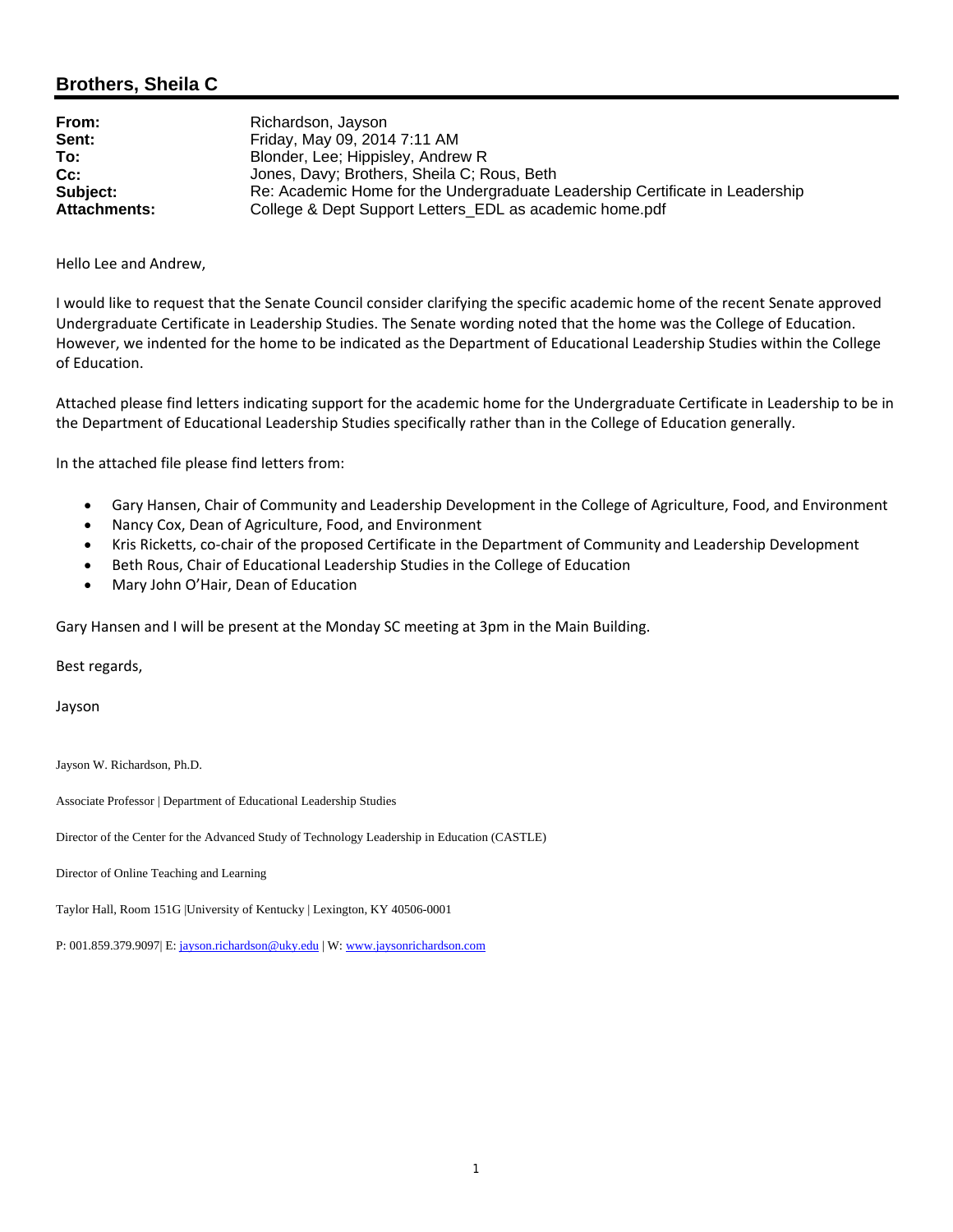## Brothers, Sheila C

| | |
|---|---|
| **From:** | Richardson, Jayson |
| **Sent:** | Friday, May 09, 2014 7:11 AM |
| **To:** | Blonder, Lee; Hippisley, Andrew R |
| **Cc:** | Jones, Davy; Brothers, Sheila C; Rous, Beth |
| **Subject:** | Re: Academic Home for the Undergraduate Leadership Certificate in Leadership |
| **Attachments:** | College & Dept Support Letters_EDL as academic home.pdf |

Hello Lee and Andrew,

I would like to request that the Senate Council consider clarifying the specific academic home of the recent Senate approved Undergraduate Certificate in Leadership Studies. The Senate wording noted that the home was the College of Education. However, we indented for the home to be indicated as the Department of Educational Leadership Studies within the College of Education.

Attached please find letters indicating support for the academic home for the Undergraduate Certificate in Leadership to be in the Department of Educational Leadership Studies specifically rather than in the College of Education generally.

In the attached file please find letters from:

- Gary Hansen, Chair of Community and Leadership Development in the College of Agriculture, Food, and Environment
- Nancy Cox, Dean of Agriculture, Food, and Environment
- Kris Ricketts, co-chair of the proposed Certificate in the Department of Community and Leadership Development
- Beth Rous, Chair of Educational Leadership Studies in the College of Education
- Mary John O'Hair, Dean of Education

Gary Hansen and I will be present at the Monday SC meeting at 3pm in the Main Building.

Best regards,

Jayson

Jayson W. Richardson, Ph.D.

Associate Professor | Department of Educational Leadership Studies

Director of the Center for the Advanced Study of Technology Leadership in Education (CASTLE)

Director of Online Teaching and Learning

Taylor Hall, Room 151G |University of Kentucky | Lexington, KY 40506-0001

P: 001.859.379.9097| E: jayson.richardson@uky.edu | W: www.jaysonrichardson.com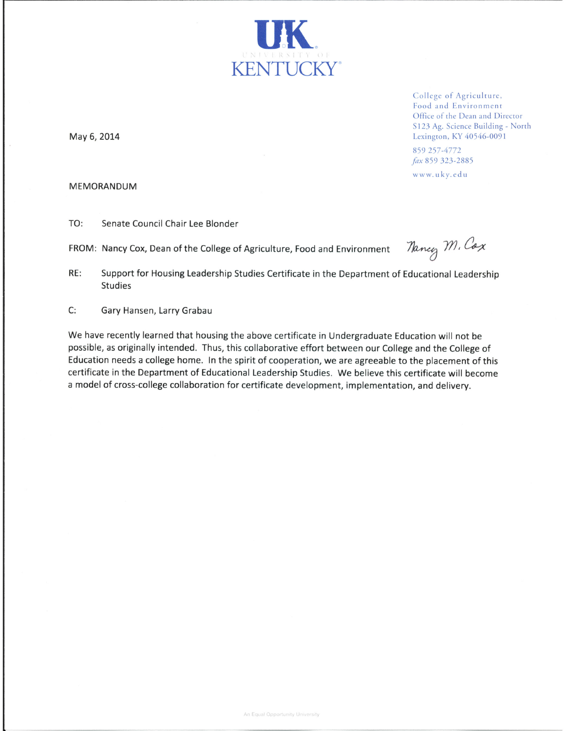UK
UNIVERSITY OF
KENTUCKY

College of Agriculture,
Food and Environment
Office of the Dean and Director
S123 Ag. Science Building - North
Lexington, KY 40546-0091

859 257-4772
*fax* 859 323-2885

www.uky.edu

May 6, 2014

MEMORANDUM

TO: Senate Council Chair Lee Blonder

FROM: Nancy Cox, Dean of the College of Agriculture, Food and Environment *Nancy M. Cox*

RE: Support for Housing Leadership Studies Certificate in the Department of Educational Leadership Studies

C: Gary Hansen, Larry Grabau

We have recently learned that housing the above certificate in Undergraduate Education will not be possible, as originally intended. Thus, this collaborative effort between our College and the College of Education needs a college home. In the spirit of cooperation, we are agreeable to the placement of this certificate in the Department of Educational Leadership Studies. We believe this certificate will become a model of cross-college collaboration for certificate development, implementation, and delivery.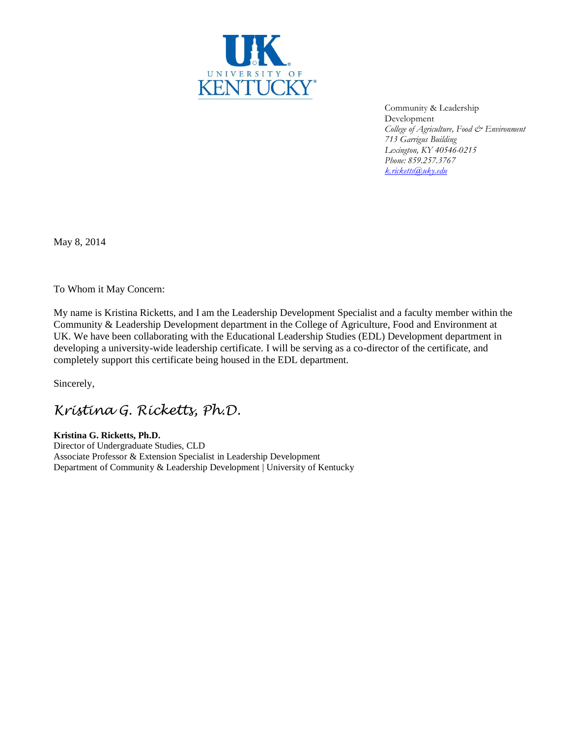UK
UNIVERSITY OF
KENTUCKY

Community & Leadership Development
*College of Agriculture, Food & Environment*
*713 Garrigus Building*
*Lexington, KY 40546-0215*
*Phone: 859.257.3767*
*k.ricketts@uky.edu*

May 8, 2014

To Whom it May Concern:

My name is Kristina Ricketts, and I am the Leadership Development Specialist and a faculty member within the Community & Leadership Development department in the College of Agriculture, Food and Environment at UK. We have been collaborating with the Educational Leadership Studies (EDL) Development department in developing a university-wide leadership certificate. I will be serving as a co-director of the certificate, and completely support this certificate being housed in the EDL department.

Sincerely,

*Kristina G. Ricketts, Ph.D.*

**Kristina G. Ricketts, Ph.D.**
Director of Undergraduate Studies, CLD
Associate Professor & Extension Specialist in Leadership Development
Department of Community & Leadership Development | University of Kentucky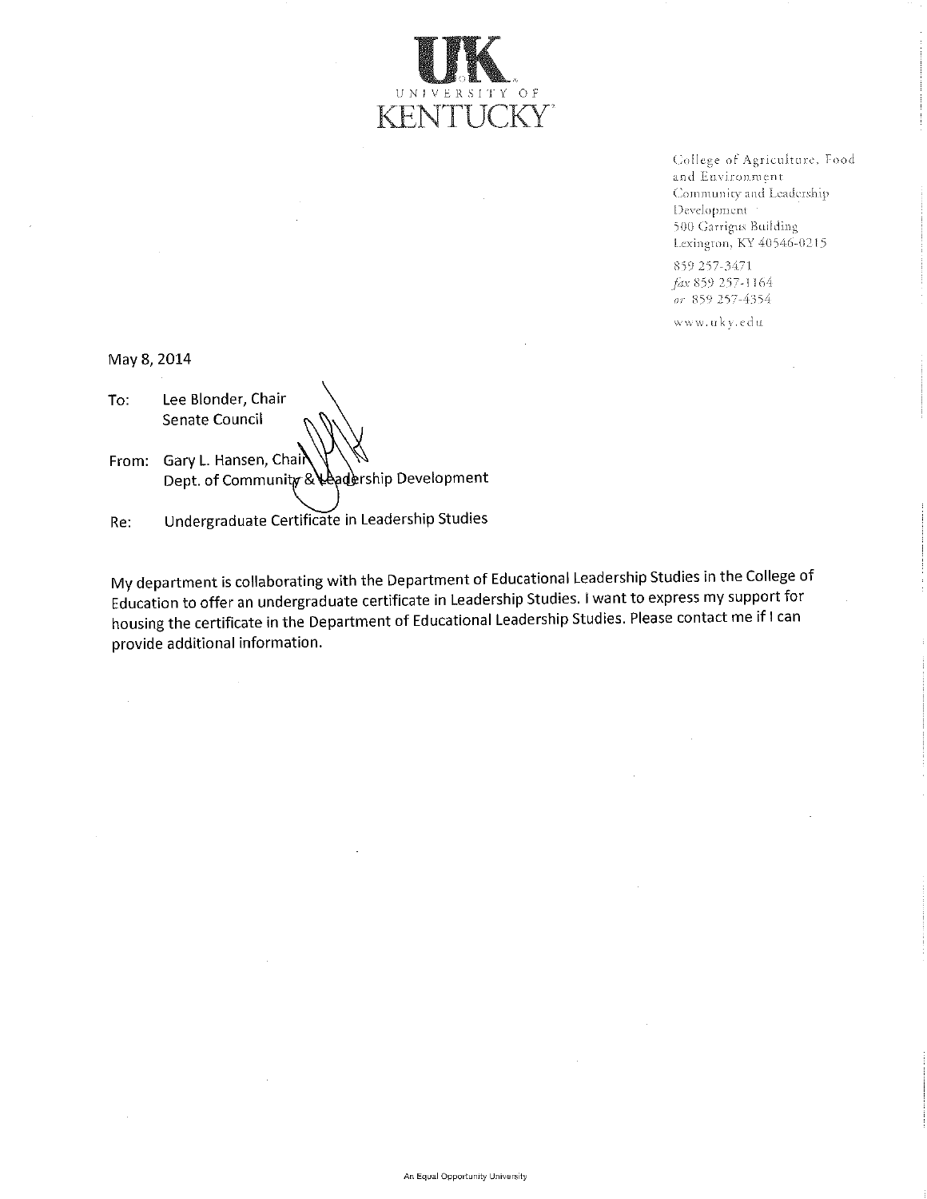UK
UNIVERSITY OF
KENTUCKY

College of Agriculture, Food
and Environment
Community and Leadership
Development
500 Garrigus Building
Lexington, KY 40546-0215

859 257-3471
*fax* 859 257-1164
*or* 859 257-4354

www.uky.edu

May 8, 2014

To: Lee Blonder, Chair
Senate Council

From: Gary L. Hansen, Chair
Dept. of Community & Leadership Development

Re: Undergraduate Certificate in Leadership Studies

My department is collaborating with the Department of Educational Leadership Studies in the College of Education to offer an undergraduate certificate in Leadership Studies. I want to express my support for housing the certificate in the Department of Educational Leadership Studies. Please contact me if I can provide additional information.

An Equal Opportunity University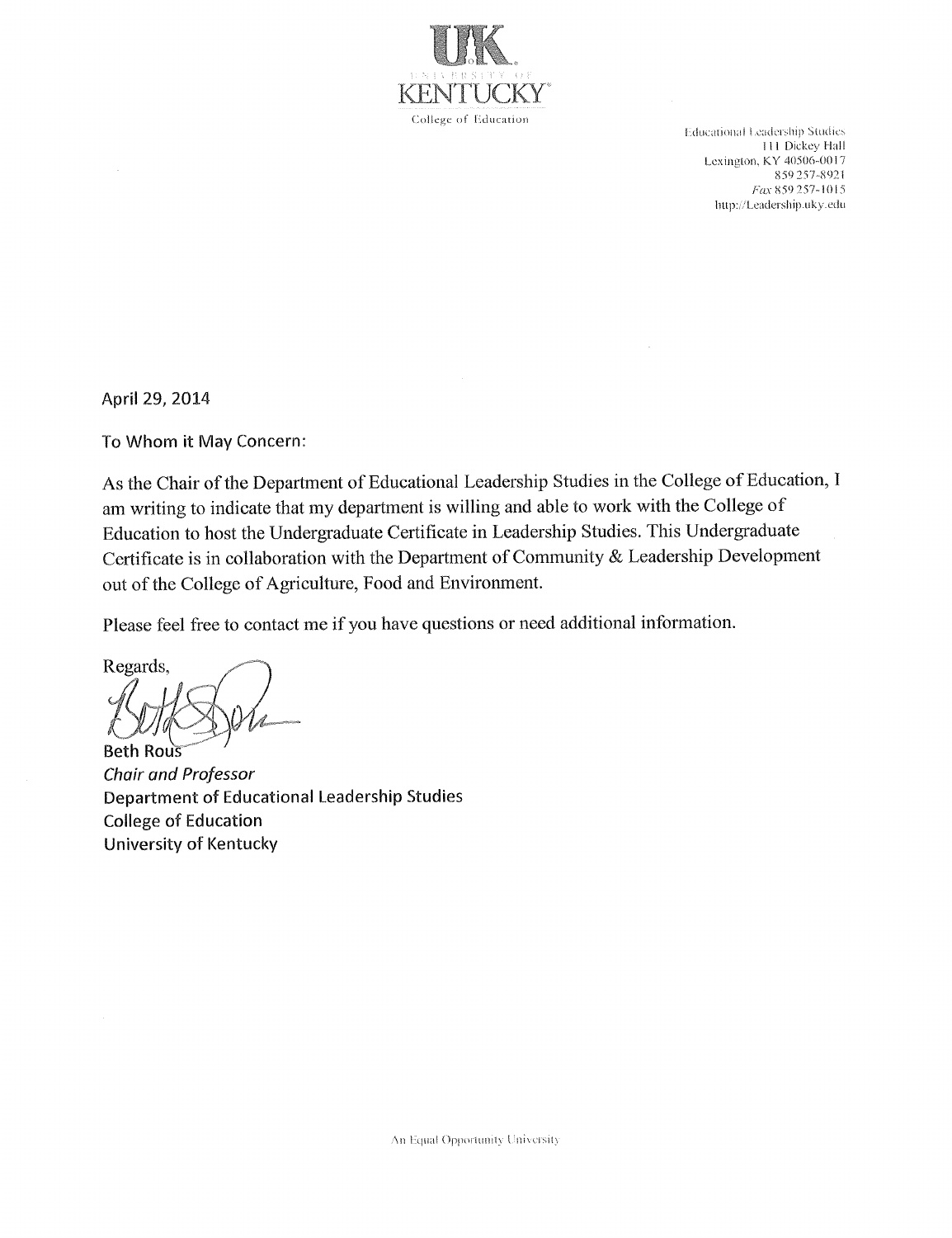UK
UNIVERSITY OF
KENTUCKY
College of Education

Educational Leadership Studies
111 Dickey Hall
Lexington, KY 40506-0017
859 257-8921
*Fax* 859 257-1015
http://Leadership.uky.edu

April 29, 2014

To Whom it May Concern:

As the Chair of the Department of Educational Leadership Studies in the College of Education, I am writing to indicate that my department is willing and able to work with the College of Education to host the Undergraduate Certificate in Leadership Studies. This Undergraduate Certificate is in collaboration with the Department of Community & Leadership Development out of the College of Agriculture, Food and Environment.

Please feel free to contact me if you have questions or need additional information.

Regards,

Beth Rous
*Chair and Professor*
Department of Educational Leadership Studies
College of Education
University of Kentucky

An Equal Opportunity University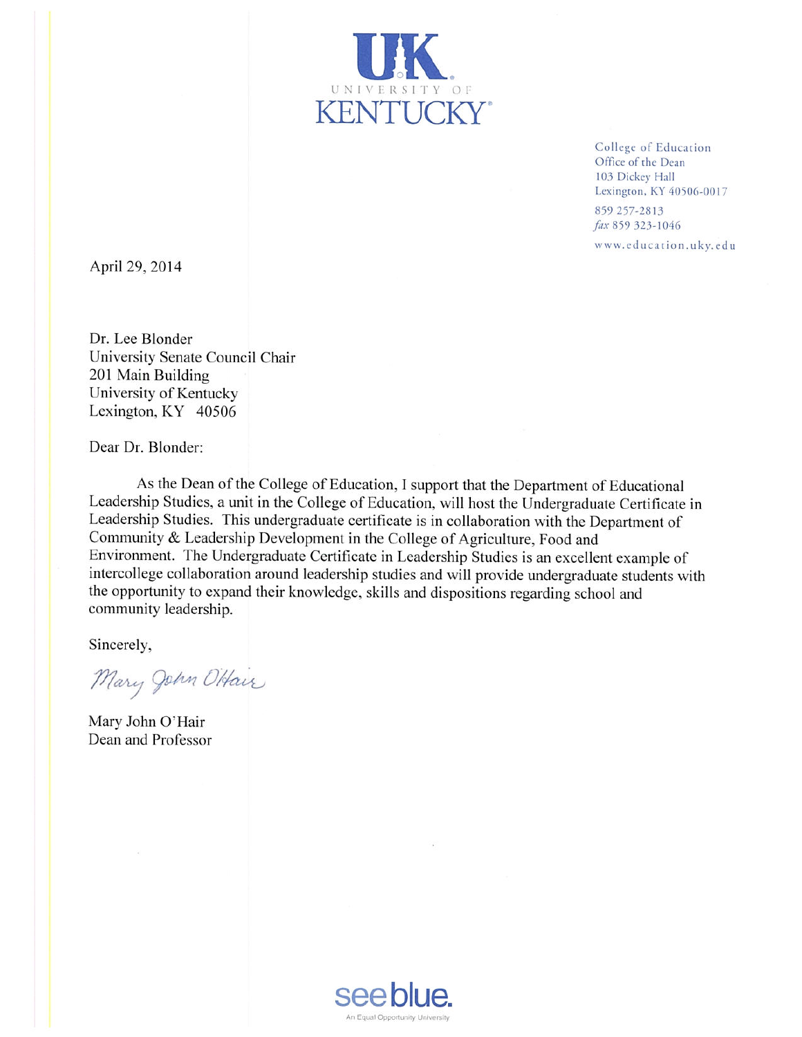UK UNIVERSITY OF KENTUCKY

College of Education
Office of the Dean
103 Dickey Hall
Lexington, KY 40506-0017
859 257-2813
*fax* 859 323-1046
www.education.uky.edu

April 29, 2014

Dr. Lee Blonder
University Senate Council Chair
201 Main Building
University of Kentucky
Lexington, KY 40506

Dear Dr. Blonder:

As the Dean of the College of Education, I support that the Department of Educational Leadership Studies, a unit in the College of Education, will host the Undergraduate Certificate in Leadership Studies. This undergraduate certificate is in collaboration with the Department of Community & Leadership Development in the College of Agriculture, Food and Environment. The Undergraduate Certificate in Leadership Studies is an excellent example of intercollege collaboration around leadership studies and will provide undergraduate students with the opportunity to expand their knowledge, skills and dispositions regarding school and community leadership.

Sincerely,

*Mary John O'Hair*

Mary John O'Hair
Dean and Professor

see blue.
An Equal Opportunity University